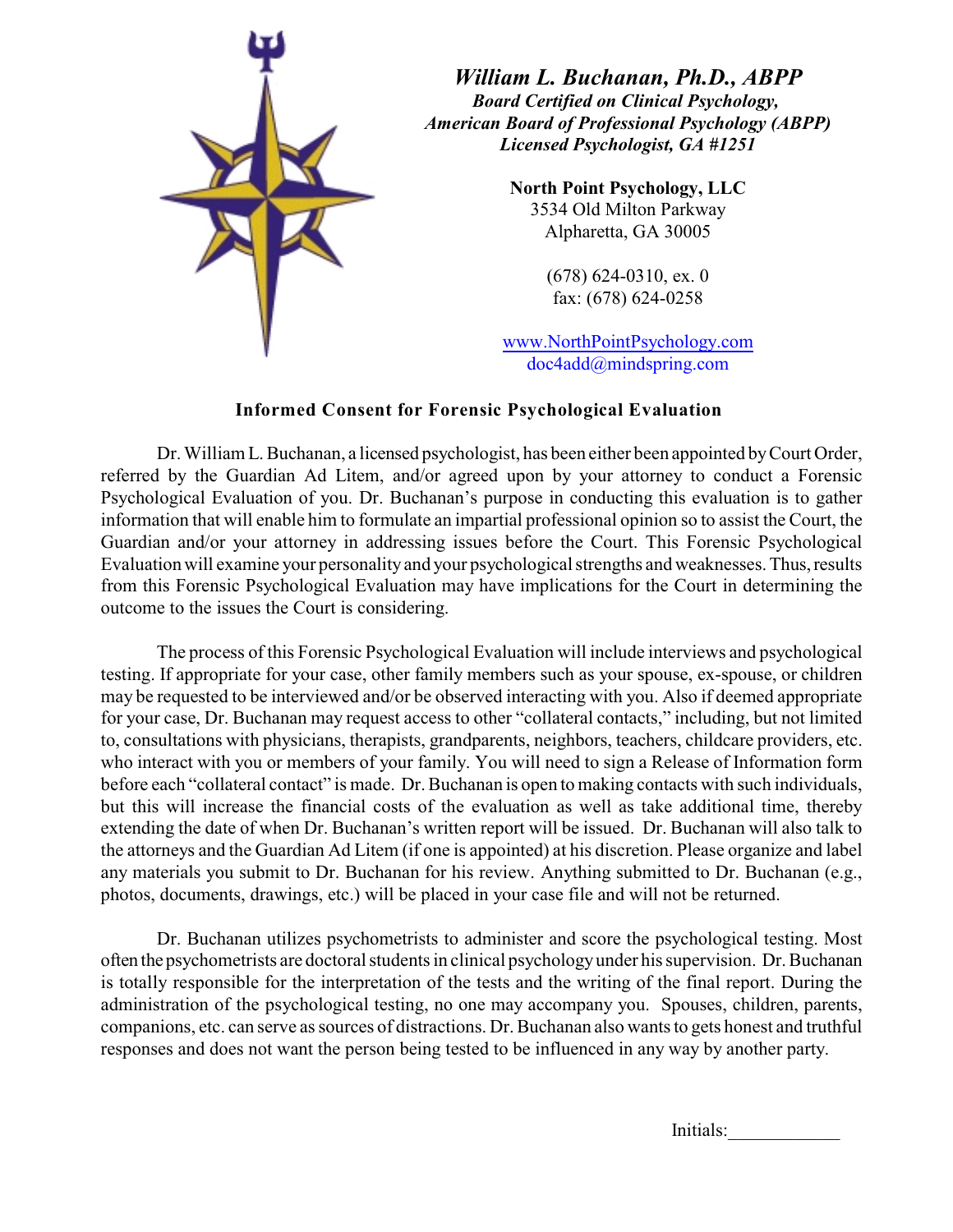***William L. Buchanan, Ph.D., ABPP***
***Board Certified on Clinical Psychology,***
***American Board of Professional Psychology (ABPP)***
***Licensed Psychologist, GA #1251***

**North Point Psychology, LLC**
3534 Old Milton Parkway
Alpharetta, GA 30005

(678) 624-0310, ex. 0
fax: (678) 624-0258

www.NorthPointPsychology.com
doc4add@mindspring.com

## Informed Consent for Forensic Psychological Evaluation

Dr. William L. Buchanan, a licensed psychologist, has been either been appointed by Court Order, referred by the Guardian Ad Litem, and/or agreed upon by your attorney to conduct a Forensic Psychological Evaluation of you. Dr. Buchanan's purpose in conducting this evaluation is to gather information that will enable him to formulate an impartial professional opinion so to assist the Court, the Guardian and/or your attorney in addressing issues before the Court. This Forensic Psychological Evaluation will examine your personality and your psychological strengths and weaknesses. Thus, results from this Forensic Psychological Evaluation may have implications for the Court in determining the outcome to the issues the Court is considering.

The process of this Forensic Psychological Evaluation will include interviews and psychological testing. If appropriate for your case, other family members such as your spouse, ex-spouse, or children may be requested to be interviewed and/or be observed interacting with you. Also if deemed appropriate for your case, Dr. Buchanan may request access to other "collateral contacts," including, but not limited to, consultations with physicians, therapists, grandparents, neighbors, teachers, childcare providers, etc. who interact with you or members of your family. You will need to sign a Release of Information form before each "collateral contact" is made. Dr. Buchanan is open to making contacts with such individuals, but this will increase the financial costs of the evaluation as well as take additional time, thereby extending the date of when Dr. Buchanan's written report will be issued. Dr. Buchanan will also talk to the attorneys and the Guardian Ad Litem (if one is appointed) at his discretion. Please organize and label any materials you submit to Dr. Buchanan for his review. Anything submitted to Dr. Buchanan (e.g., photos, documents, drawings, etc.) will be placed in your case file and will not be returned.

Dr. Buchanan utilizes psychometrists to administer and score the psychological testing. Most often the psychometrists are doctoral students in clinical psychology under his supervision. Dr. Buchanan is totally responsible for the interpretation of the tests and the writing of the final report. During the administration of the psychological testing, no one may accompany you. Spouses, children, parents, companions, etc. can serve as sources of distractions. Dr. Buchanan also wants to gets honest and truthful responses and does not want the person being tested to be influenced in any way by another party.

Initials:____________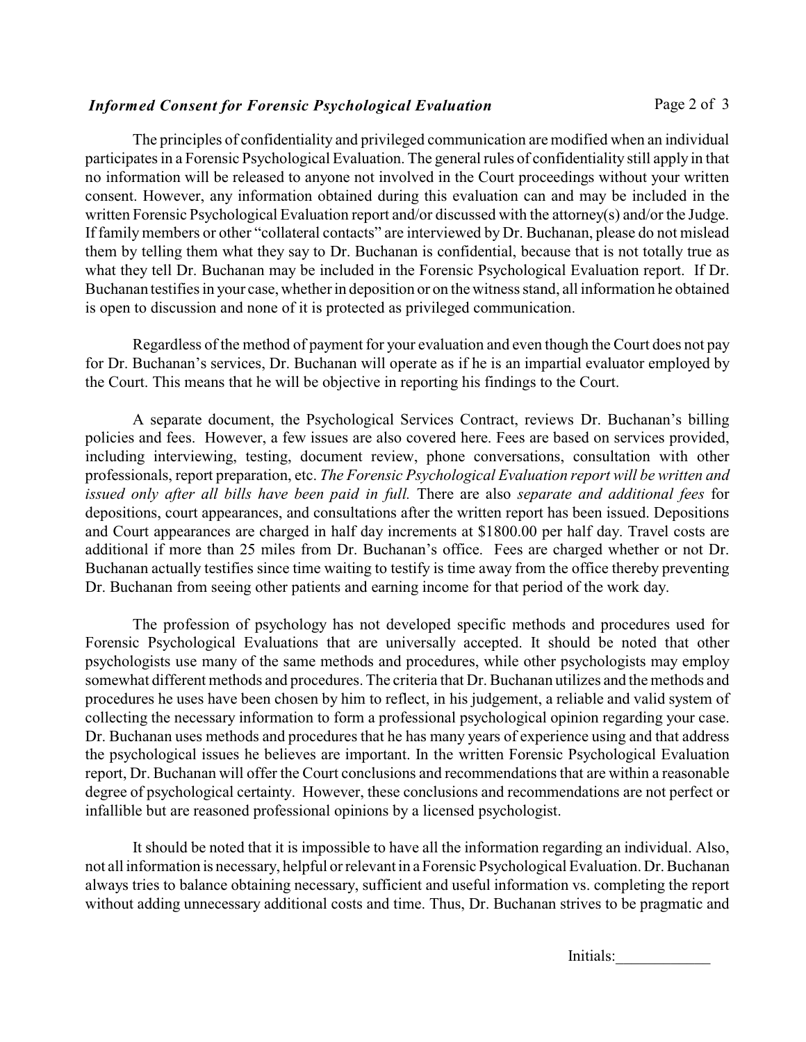The principles of confidentiality and privileged communication are modified when an individual participates in a Forensic Psychological Evaluation. The general rules of confidentiality still apply in that no information will be released to anyone not involved in the Court proceedings without your written consent. However, any information obtained during this evaluation can and may be included in the written Forensic Psychological Evaluation report and/or discussed with the attorney(s) and/or the Judge. If family members or other "collateral contacts" are interviewed by Dr. Buchanan, please do not mislead them by telling them what they say to Dr. Buchanan is confidential, because that is not totally true as what they tell Dr. Buchanan may be included in the Forensic Psychological Evaluation report. If Dr. Buchanan testifies in your case, whether in deposition or on the witness stand, all information he obtained is open to discussion and none of it is protected as privileged communication.

Regardless of the method of payment for your evaluation and even though the Court does not pay for Dr. Buchanan's services, Dr. Buchanan will operate as if he is an impartial evaluator employed by the Court. This means that he will be objective in reporting his findings to the Court.

A separate document, the Psychological Services Contract, reviews Dr. Buchanan's billing policies and fees. However, a few issues are also covered here. Fees are based on services provided, including interviewing, testing, document review, phone conversations, consultation with other professionals, report preparation, etc. *The Forensic Psychological Evaluation report will be written and issued only after all bills have been paid in full.* There are also *separate and additional fees* for depositions, court appearances, and consultations after the written report has been issued. Depositions and Court appearances are charged in half day increments at $1800.00 per half day. Travel costs are additional if more than 25 miles from Dr. Buchanan's office. Fees are charged whether or not Dr. Buchanan actually testifies since time waiting to testify is time away from the office thereby preventing Dr. Buchanan from seeing other patients and earning income for that period of the work day.

The profession of psychology has not developed specific methods and procedures used for Forensic Psychological Evaluations that are universally accepted. It should be noted that other psychologists use many of the same methods and procedures, while other psychologists may employ somewhat different methods and procedures. The criteria that Dr. Buchanan utilizes and the methods and procedures he uses have been chosen by him to reflect, in his judgement, a reliable and valid system of collecting the necessary information to form a professional psychological opinion regarding your case. Dr. Buchanan uses methods and procedures that he has many years of experience using and that address the psychological issues he believes are important. In the written Forensic Psychological Evaluation report, Dr. Buchanan will offer the Court conclusions and recommendations that are within a reasonable degree of psychological certainty. However, these conclusions and recommendations are not perfect or infallible but are reasoned professional opinions by a licensed psychologist.

It should be noted that it is impossible to have all the information regarding an individual. Also, not all information is necessary, helpful or relevant in a Forensic Psychological Evaluation. Dr. Buchanan always tries to balance obtaining necessary, sufficient and useful information vs. completing the report without adding unnecessary additional costs and time. Thus, Dr. Buchanan strives to be pragmatic and

Initials:____________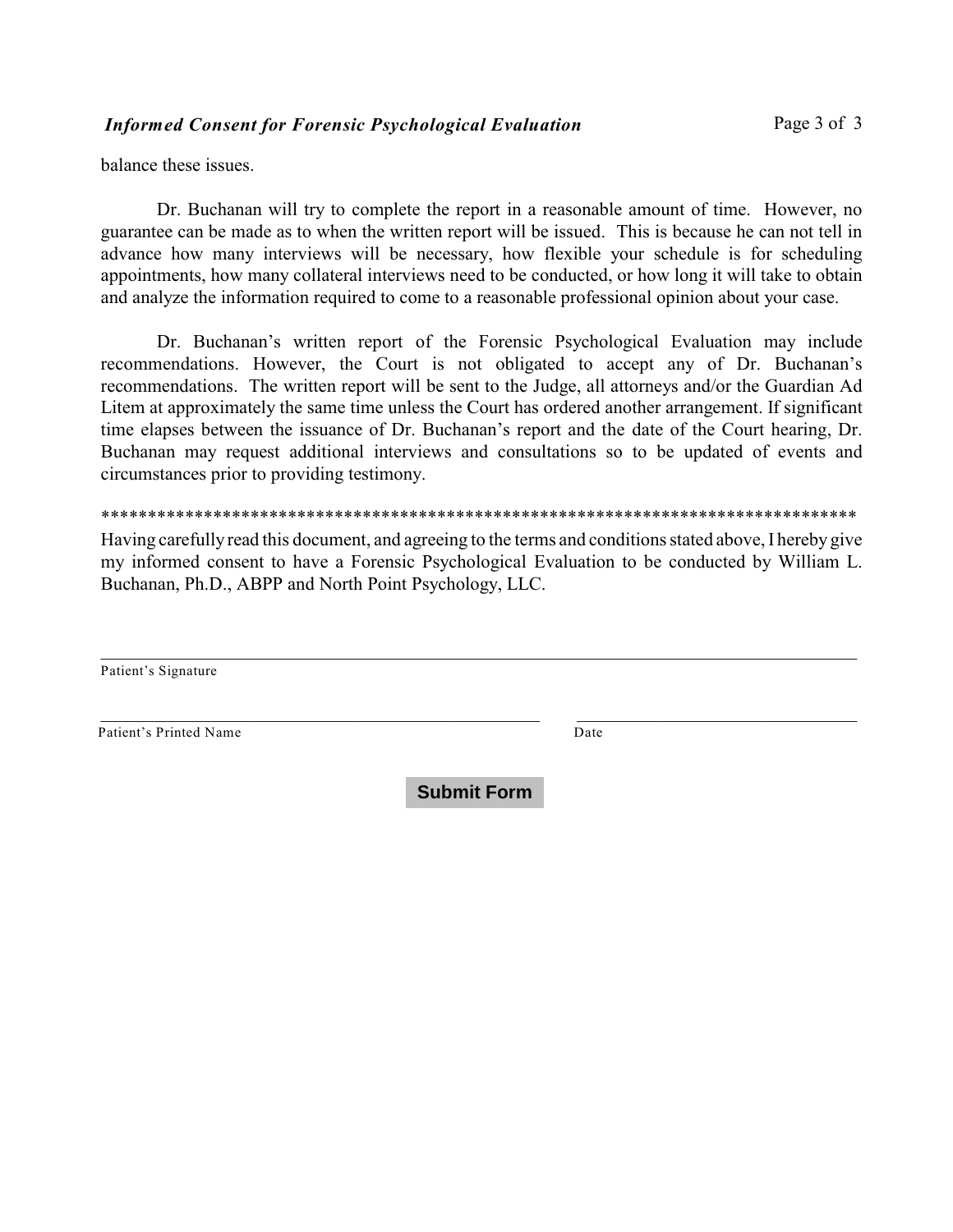balance these issues.

Dr. Buchanan will try to complete the report in a reasonable amount of time. However, no guarantee can be made as to when the written report will be issued. This is because he can not tell in advance how many interviews will be necessary, how flexible your schedule is for scheduling appointments, how many collateral interviews need to be conducted, or how long it will take to obtain and analyze the information required to come to a reasonable professional opinion about your case.

Dr. Buchanan's written report of the Forensic Psychological Evaluation may include recommendations. However, the Court is not obligated to accept any of Dr. Buchanan's recommendations. The written report will be sent to the Judge, all attorneys and/or the Guardian Ad Litem at approximately the same time unless the Court has ordered another arrangement. If significant time elapses between the issuance of Dr. Buchanan's report and the date of the Court hearing, Dr. Buchanan may request additional interviews and consultations so to be updated of events and circumstances prior to providing testimony.

************************************************************************************

Having carefully read this document, and agreeing to the terms and conditions stated above, I hereby give my informed consent to have a Forensic Psychological Evaluation to be conducted by William L. Buchanan, Ph.D., ABPP and North Point Psychology, LLC.

\_\_\_\_\_\_\_\_\_\_\_\_\_\_\_\_\_\_\_\_\_\_\_\_\_\_\_\_\_\_\_\_\_\_\_\_\_\_\_\_\_\_\_\_\_\_\_\_\_\_\_\_\_\_\_\_\_\_\_\_\_\_

Patient's Signature

\_\_\_\_\_\_\_\_\_\_\_\_\_\_\_\_\_\_\_\_\_\_\_\_\_\_\_\_\_\_\_\_\_\_\_\_\_\_\_\_ \_\_\_\_\_\_\_\_\_\_\_\_\_\_\_\_\_\_\_\_\_\_\_\_\_

Patient's Printed Name Date

**Submit Form**